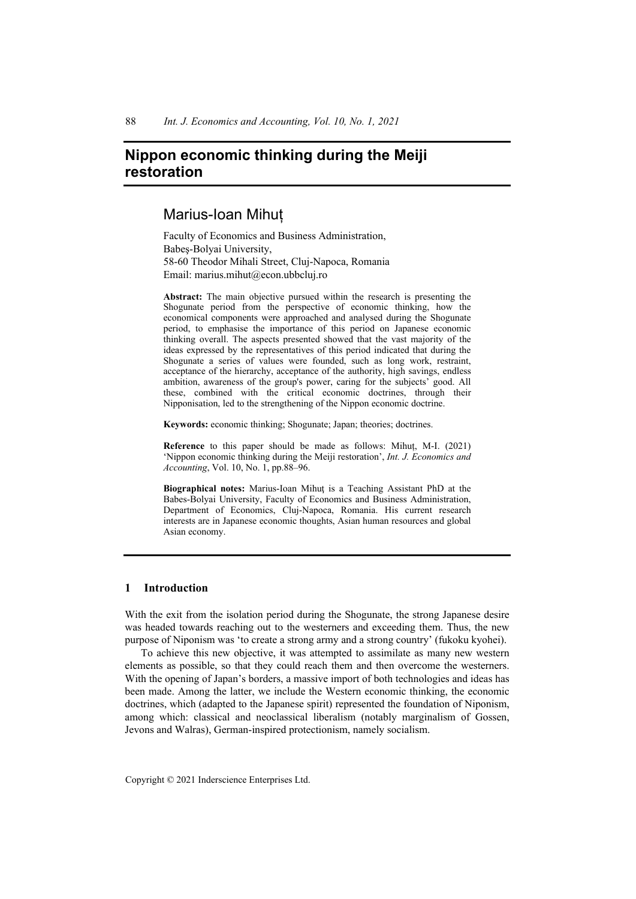# Nippon economic thinking during the Meiji restoration

## Marius-Ioan Mihuț

Faculty of Economics and Business Administration,
Babeş-Bolyai University,
58-60 Theodor Mihali Street, Cluj-Napoca, Romania
Email: marius.mihut@econ.ubbcluj.ro

**Abstract:** The main objective pursued within the research is presenting the Shogunate period from the perspective of economic thinking, how the economical components were approached and analysed during the Shogunate period, to emphasise the importance of this period on Japanese economic thinking overall. The aspects presented showed that the vast majority of the ideas expressed by the representatives of this period indicated that during the Shogunate a series of values were founded, such as long work, restraint, acceptance of the hierarchy, acceptance of the authority, high savings, endless ambition, awareness of the group's power, caring for the subjects' good. All these, combined with the critical economic doctrines, through their Nipponisation, led to the strengthening of the Nippon economic doctrine.

**Keywords:** economic thinking; Shogunate; Japan; theories; doctrines.

**Reference** to this paper should be made as follows: Mihuț, M-I. (2021) 'Nippon economic thinking during the Meiji restoration', *Int. J. Economics and Accounting*, Vol. 10, No. 1, pp.88–96.

**Biographical notes:** Marius-Ioan Mihuţ is a Teaching Assistant PhD at the Babes-Bolyai University, Faculty of Economics and Business Administration, Department of Economics, Cluj-Napoca, Romania. His current research interests are in Japanese economic thoughts, Asian human resources and global Asian economy.

## 1 Introduction

With the exit from the isolation period during the Shogunate, the strong Japanese desire was headed towards reaching out to the westerners and exceeding them. Thus, the new purpose of Niponism was 'to create a strong army and a strong country' (fukoku kyohei).

To achieve this new objective, it was attempted to assimilate as many new western elements as possible, so that they could reach them and then overcome the westerners. With the opening of Japan's borders, a massive import of both technologies and ideas has been made. Among the latter, we include the Western economic thinking, the economic doctrines, which (adapted to the Japanese spirit) represented the foundation of Niponism, among which: classical and neoclassical liberalism (notably marginalism of Gossen, Jevons and Walras), German-inspired protectionism, namely socialism.

Copyright © 2021 Inderscience Enterprises Ltd.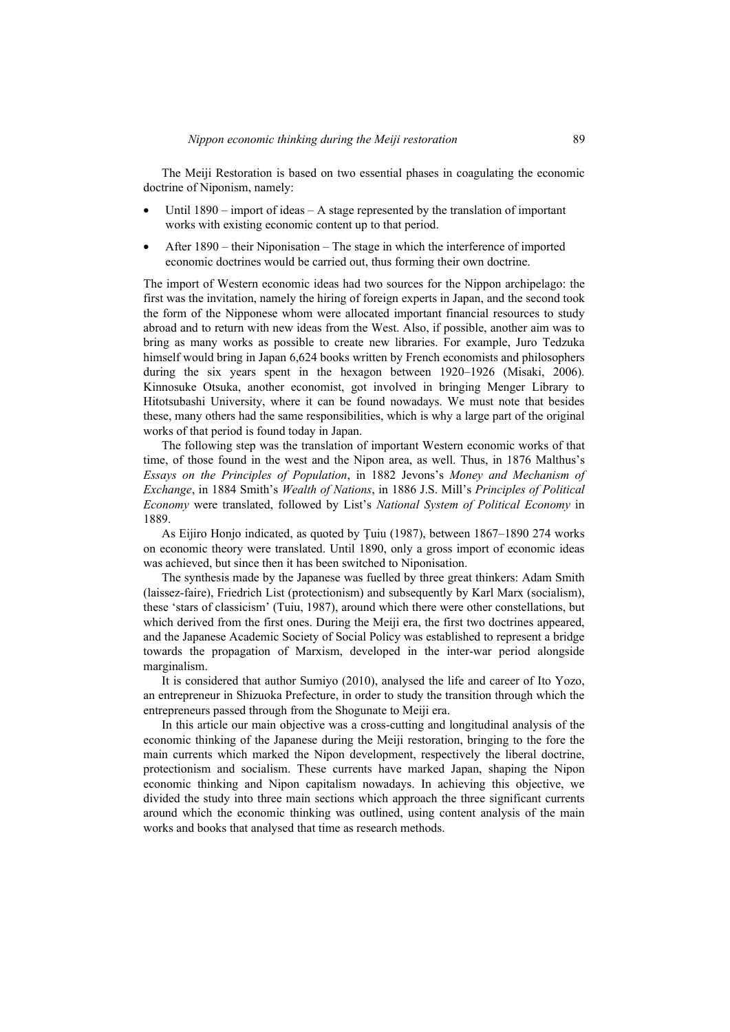The Meiji Restoration is based on two essential phases in coagulating the economic doctrine of Niponism, namely:

- Until 1890 – import of ideas – A stage represented by the translation of important works with existing economic content up to that period.
- After 1890 – their Niponisation – The stage in which the interference of imported economic doctrines would be carried out, thus forming their own doctrine.

The import of Western economic ideas had two sources for the Nippon archipelago: the first was the invitation, namely the hiring of foreign experts in Japan, and the second took the form of the Nipponese whom were allocated important financial resources to study abroad and to return with new ideas from the West. Also, if possible, another aim was to bring as many works as possible to create new libraries. For example, Juro Tedzuka himself would bring in Japan 6,624 books written by French economists and philosophers during the six years spent in the hexagon between 1920–1926 (Misaki, 2006). Kinnosuke Otsuka, another economist, got involved in bringing Menger Library to Hitotsubashi University, where it can be found nowadays. We must note that besides these, many others had the same responsibilities, which is why a large part of the original works of that period is found today in Japan.

The following step was the translation of important Western economic works of that time, of those found in the west and the Nipon area, as well. Thus, in 1876 Malthus's *Essays on the Principles of Population*, in 1882 Jevons's *Money and Mechanism of Exchange*, in 1884 Smith's *Wealth of Nations*, in 1886 J.S. Mill's *Principles of Political Economy* were translated, followed by List's *National System of Political Economy* in 1889.

As Eijiro Honjo indicated, as quoted by Ţuiu (1987), between 1867–1890 274 works on economic theory were translated. Until 1890, only a gross import of economic ideas was achieved, but since then it has been switched to Niponisation.

The synthesis made by the Japanese was fuelled by three great thinkers: Adam Smith (laissez-faire), Friedrich List (protectionism) and subsequently by Karl Marx (socialism), these 'stars of classicism' (Tuiu, 1987), around which there were other constellations, but which derived from the first ones. During the Meiji era, the first two doctrines appeared, and the Japanese Academic Society of Social Policy was established to represent a bridge towards the propagation of Marxism, developed in the inter-war period alongside marginalism.

It is considered that author Sumiyo (2010), analysed the life and career of Ito Yozo, an entrepreneur in Shizuoka Prefecture, in order to study the transition through which the entrepreneurs passed through from the Shogunate to Meiji era.

In this article our main objective was a cross-cutting and longitudinal analysis of the economic thinking of the Japanese during the Meiji restoration, bringing to the fore the main currents which marked the Nipon development, respectively the liberal doctrine, protectionism and socialism. These currents have marked Japan, shaping the Nipon economic thinking and Nipon capitalism nowadays. In achieving this objective, we divided the study into three main sections which approach the three significant currents around which the economic thinking was outlined, using content analysis of the main works and books that analysed that time as research methods.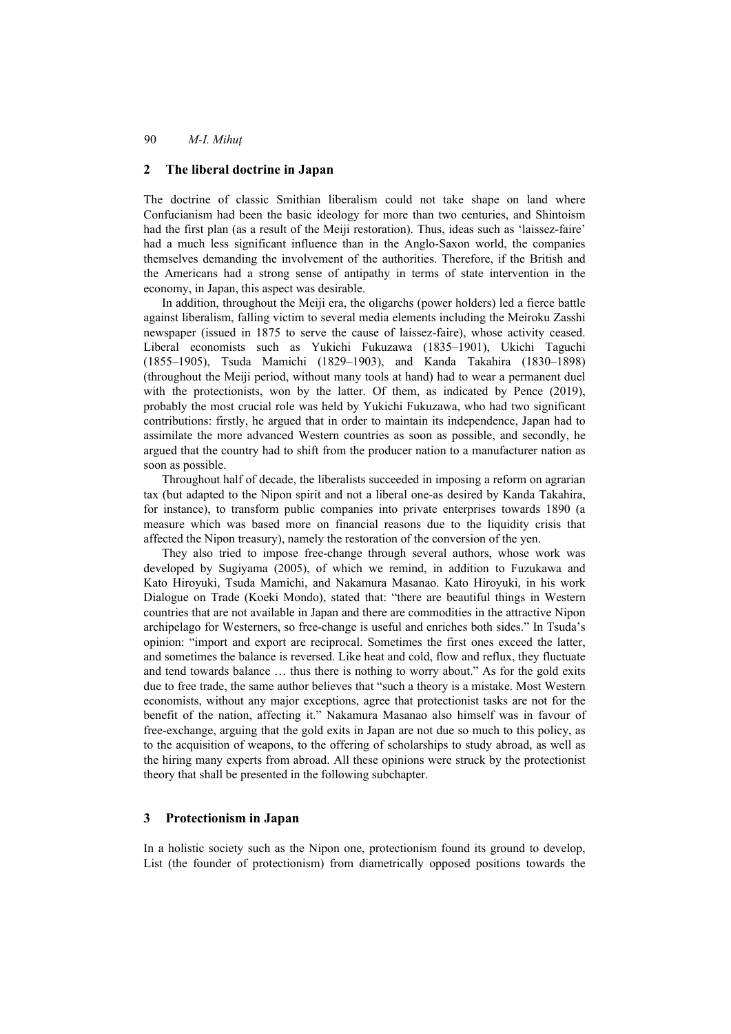## 2 The liberal doctrine in Japan

The doctrine of classic Smithian liberalism could not take shape on land where Confucianism had been the basic ideology for more than two centuries, and Shintoism had the first plan (as a result of the Meiji restoration). Thus, ideas such as 'laissez-faire' had a much less significant influence than in the Anglo-Saxon world, the companies themselves demanding the involvement of the authorities. Therefore, if the British and the Americans had a strong sense of antipathy in terms of state intervention in the economy, in Japan, this aspect was desirable.

In addition, throughout the Meiji era, the oligarchs (power holders) led a fierce battle against liberalism, falling victim to several media elements including the Meiroku Zasshi newspaper (issued in 1875 to serve the cause of laissez-faire), whose activity ceased. Liberal economists such as Yukichi Fukuzawa (1835–1901), Ukichi Taguchi (1855–1905), Tsuda Mamichi (1829–1903), and Kanda Takahira (1830–1898) (throughout the Meiji period, without many tools at hand) had to wear a permanent duel with the protectionists, won by the latter. Of them, as indicated by Pence (2019), probably the most crucial role was held by Yukichi Fukuzawa, who had two significant contributions: firstly, he argued that in order to maintain its independence, Japan had to assimilate the more advanced Western countries as soon as possible, and secondly, he argued that the country had to shift from the producer nation to a manufacturer nation as soon as possible.

Throughout half of decade, the liberalists succeeded in imposing a reform on agrarian tax (but adapted to the Nipon spirit and not a liberal one-as desired by Kanda Takahira, for instance), to transform public companies into private enterprises towards 1890 (a measure which was based more on financial reasons due to the liquidity crisis that affected the Nipon treasury), namely the restoration of the conversion of the yen.

They also tried to impose free-change through several authors, whose work was developed by Sugiyama (2005), of which we remind, in addition to Fuzukawa and Kato Hiroyuki, Tsuda Mamichi, and Nakamura Masanao. Kato Hiroyuki, in his work Dialogue on Trade (Koeki Mondo), stated that: "there are beautiful things in Western countries that are not available in Japan and there are commodities in the attractive Nipon archipelago for Westerners, so free-change is useful and enriches both sides." In Tsuda's opinion: "import and export are reciprocal. Sometimes the first ones exceed the latter, and sometimes the balance is reversed. Like heat and cold, flow and reflux, they fluctuate and tend towards balance … thus there is nothing to worry about." As for the gold exits due to free trade, the same author believes that "such a theory is a mistake. Most Western economists, without any major exceptions, agree that protectionist tasks are not for the benefit of the nation, affecting it." Nakamura Masanao also himself was in favour of free-exchange, arguing that the gold exits in Japan are not due so much to this policy, as to the acquisition of weapons, to the offering of scholarships to study abroad, as well as the hiring many experts from abroad. All these opinions were struck by the protectionist theory that shall be presented in the following subchapter.

## 3 Protectionism in Japan

In a holistic society such as the Nipon one, protectionism found its ground to develop, List (the founder of protectionism) from diametrically opposed positions towards the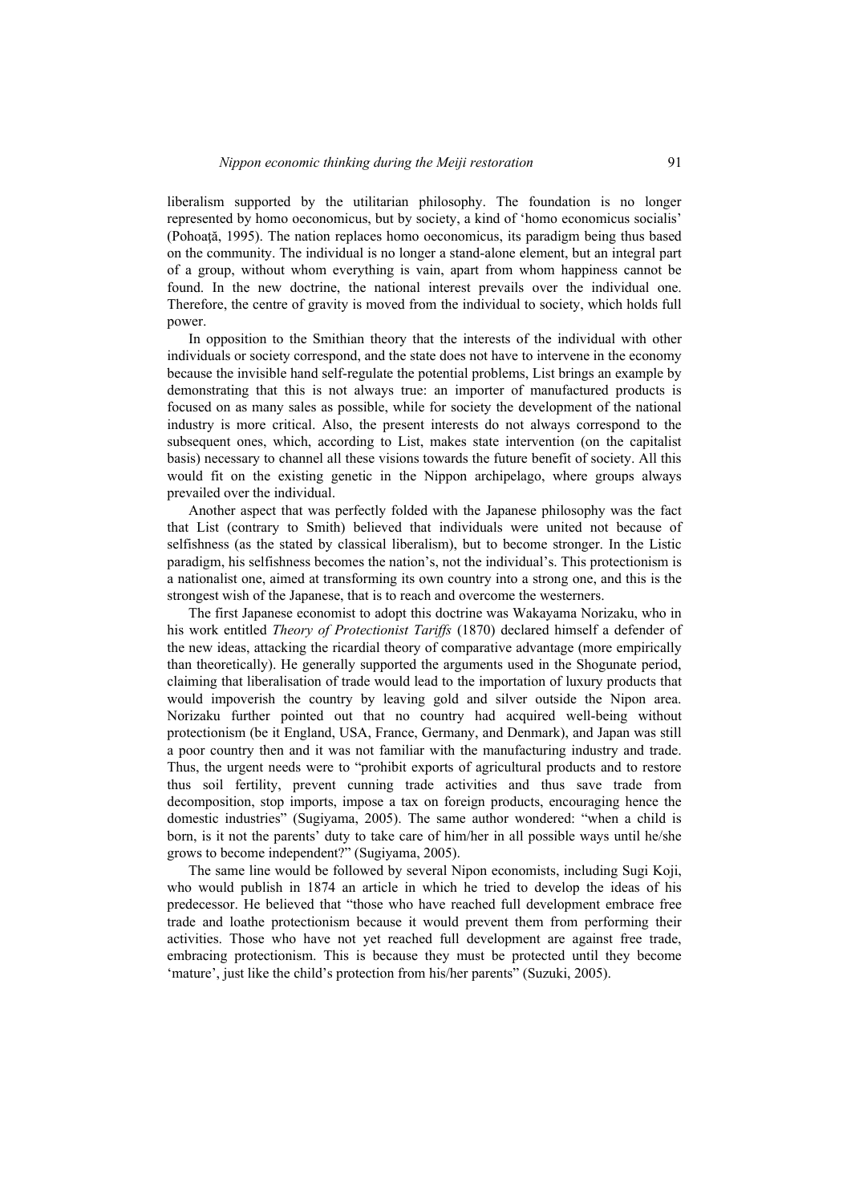liberalism supported by the utilitarian philosophy. The foundation is no longer represented by homo oeconomicus, but by society, a kind of 'homo economicus socialis' (Pohoaţă, 1995). The nation replaces homo oeconomicus, its paradigm being thus based on the community. The individual is no longer a stand-alone element, but an integral part of a group, without whom everything is vain, apart from whom happiness cannot be found. In the new doctrine, the national interest prevails over the individual one. Therefore, the centre of gravity is moved from the individual to society, which holds full power.

In opposition to the Smithian theory that the interests of the individual with other individuals or society correspond, and the state does not have to intervene in the economy because the invisible hand self-regulate the potential problems, List brings an example by demonstrating that this is not always true: an importer of manufactured products is focused on as many sales as possible, while for society the development of the national industry is more critical. Also, the present interests do not always correspond to the subsequent ones, which, according to List, makes state intervention (on the capitalist basis) necessary to channel all these visions towards the future benefit of society. All this would fit on the existing genetic in the Nippon archipelago, where groups always prevailed over the individual.

Another aspect that was perfectly folded with the Japanese philosophy was the fact that List (contrary to Smith) believed that individuals were united not because of selfishness (as the stated by classical liberalism), but to become stronger. In the Listic paradigm, his selfishness becomes the nation's, not the individual's. This protectionism is a nationalist one, aimed at transforming its own country into a strong one, and this is the strongest wish of the Japanese, that is to reach and overcome the westerners.

The first Japanese economist to adopt this doctrine was Wakayama Norizaku, who in his work entitled *Theory of Protectionist Tariffs* (1870) declared himself a defender of the new ideas, attacking the ricardial theory of comparative advantage (more empirically than theoretically). He generally supported the arguments used in the Shogunate period, claiming that liberalisation of trade would lead to the importation of luxury products that would impoverish the country by leaving gold and silver outside the Nipon area. Norizaku further pointed out that no country had acquired well-being without protectionism (be it England, USA, France, Germany, and Denmark), and Japan was still a poor country then and it was not familiar with the manufacturing industry and trade. Thus, the urgent needs were to "prohibit exports of agricultural products and to restore thus soil fertility, prevent cunning trade activities and thus save trade from decomposition, stop imports, impose a tax on foreign products, encouraging hence the domestic industries" (Sugiyama, 2005). The same author wondered: "when a child is born, is it not the parents' duty to take care of him/her in all possible ways until he/she grows to become independent?" (Sugiyama, 2005).

The same line would be followed by several Nipon economists, including Sugi Koji, who would publish in 1874 an article in which he tried to develop the ideas of his predecessor. He believed that "those who have reached full development embrace free trade and loathe protectionism because it would prevent them from performing their activities. Those who have not yet reached full development are against free trade, embracing protectionism. This is because they must be protected until they become 'mature', just like the child's protection from his/her parents" (Suzuki, 2005).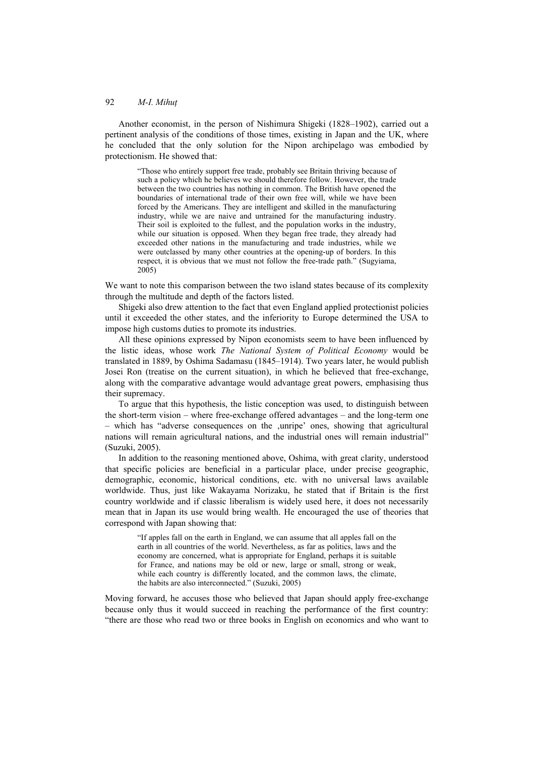Another economist, in the person of Nishimura Shigeki (1828–1902), carried out a pertinent analysis of the conditions of those times, existing in Japan and the UK, where he concluded that the only solution for the Nipon archipelago was embodied by protectionism. He showed that:

> "Those who entirely support free trade, probably see Britain thriving because of such a policy which he believes we should therefore follow. However, the trade between the two countries has nothing in common. The British have opened the boundaries of international trade of their own free will, while we have been forced by the Americans. They are intelligent and skilled in the manufacturing industry, while we are naive and untrained for the manufacturing industry. Their soil is exploited to the fullest, and the population works in the industry, while our situation is opposed. When they began free trade, they already had exceeded other nations in the manufacturing and trade industries, while we were outclassed by many other countries at the opening-up of borders. In this respect, it is obvious that we must not follow the free-trade path." (Sugyiama, 2005)

We want to note this comparison between the two island states because of its complexity through the multitude and depth of the factors listed.

Shigeki also drew attention to the fact that even England applied protectionist policies until it exceeded the other states, and the inferiority to Europe determined the USA to impose high customs duties to promote its industries.

All these opinions expressed by Nipon economists seem to have been influenced by the listic ideas, whose work *The National System of Political Economy* would be translated in 1889, by Oshima Sadamasu (1845–1914). Two years later, he would publish Josei Ron (treatise on the current situation), in which he believed that free-exchange, along with the comparative advantage would advantage great powers, emphasising thus their supremacy.

To argue that this hypothesis, the listic conception was used, to distinguish between the short-term vision – where free-exchange offered advantages – and the long-term one – which has "adverse consequences on the ‚unripe' ones, showing that agricultural nations will remain agricultural nations, and the industrial ones will remain industrial" (Suzuki, 2005).

In addition to the reasoning mentioned above, Oshima, with great clarity, understood that specific policies are beneficial in a particular place, under precise geographic, demographic, economic, historical conditions, etc. with no universal laws available worldwide. Thus, just like Wakayama Norizaku, he stated that if Britain is the first country worldwide and if classic liberalism is widely used here, it does not necessarily mean that in Japan its use would bring wealth. He encouraged the use of theories that correspond with Japan showing that:

> "If apples fall on the earth in England, we can assume that all apples fall on the earth in all countries of the world. Nevertheless, as far as politics, laws and the economy are concerned, what is appropriate for England, perhaps it is suitable for France, and nations may be old or new, large or small, strong or weak, while each country is differently located, and the common laws, the climate, the habits are also interconnected." (Suzuki, 2005)

Moving forward, he accuses those who believed that Japan should apply free-exchange because only thus it would succeed in reaching the performance of the first country: "there are those who read two or three books in English on economics and who want to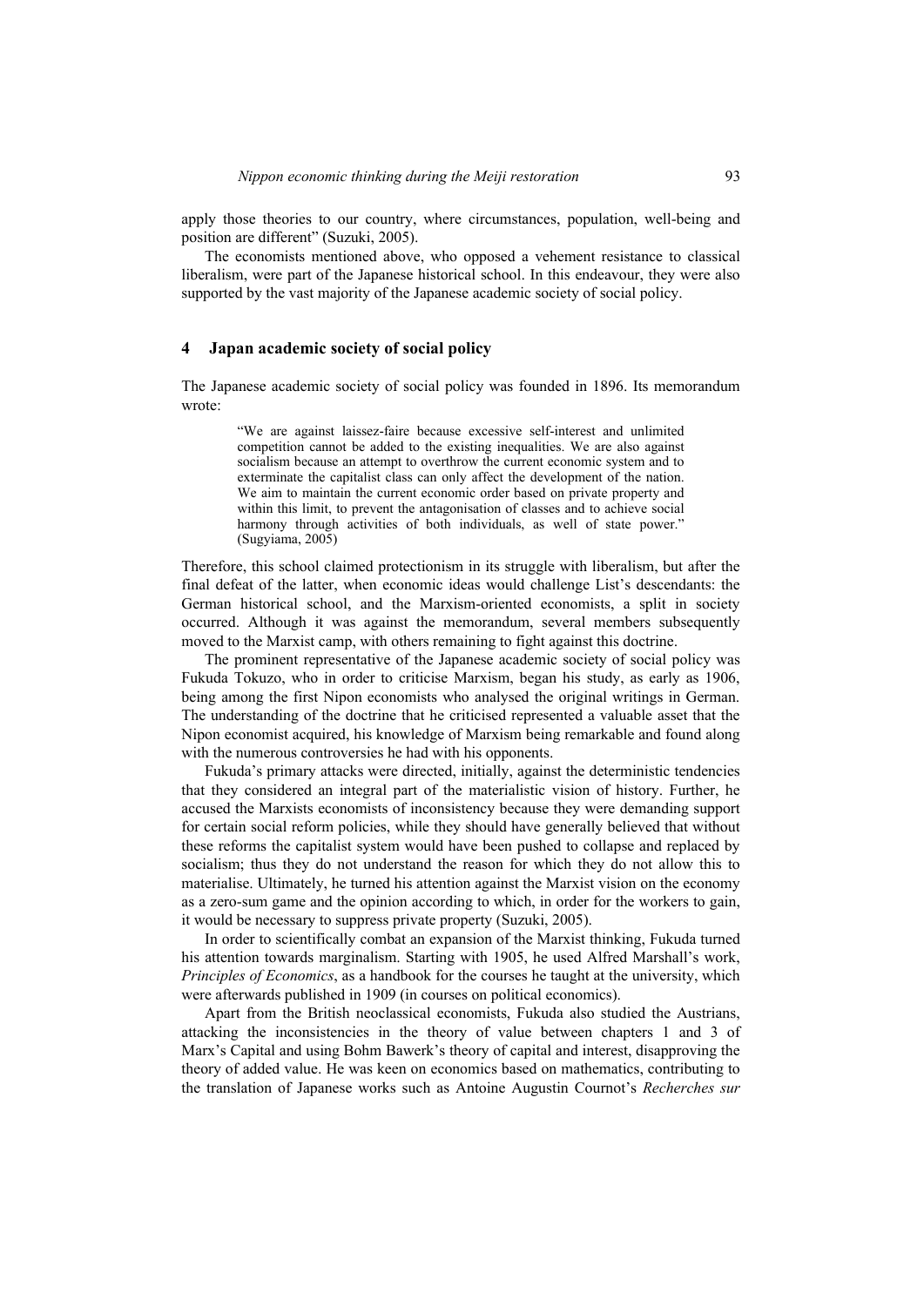apply those theories to our country, where circumstances, population, well-being and position are different" (Suzuki, 2005).

The economists mentioned above, who opposed a vehement resistance to classical liberalism, were part of the Japanese historical school. In this endeavour, they were also supported by the vast majority of the Japanese academic society of social policy.

## 4 Japan academic society of social policy

The Japanese academic society of social policy was founded in 1896. Its memorandum wrote:

> "We are against laissez-faire because excessive self-interest and unlimited competition cannot be added to the existing inequalities. We are also against socialism because an attempt to overthrow the current economic system and to exterminate the capitalist class can only affect the development of the nation. We aim to maintain the current economic order based on private property and within this limit, to prevent the antagonisation of classes and to achieve social harmony through activities of both individuals, as well of state power." (Sugyiama, 2005)

Therefore, this school claimed protectionism in its struggle with liberalism, but after the final defeat of the latter, when economic ideas would challenge List's descendants: the German historical school, and the Marxism-oriented economists, a split in society occurred. Although it was against the memorandum, several members subsequently moved to the Marxist camp, with others remaining to fight against this doctrine.

The prominent representative of the Japanese academic society of social policy was Fukuda Tokuzo, who in order to criticise Marxism, began his study, as early as 1906, being among the first Nipon economists who analysed the original writings in German. The understanding of the doctrine that he criticised represented a valuable asset that the Nipon economist acquired, his knowledge of Marxism being remarkable and found along with the numerous controversies he had with his opponents.

Fukuda's primary attacks were directed, initially, against the deterministic tendencies that they considered an integral part of the materialistic vision of history. Further, he accused the Marxists economists of inconsistency because they were demanding support for certain social reform policies, while they should have generally believed that without these reforms the capitalist system would have been pushed to collapse and replaced by socialism; thus they do not understand the reason for which they do not allow this to materialise. Ultimately, he turned his attention against the Marxist vision on the economy as a zero-sum game and the opinion according to which, in order for the workers to gain, it would be necessary to suppress private property (Suzuki, 2005).

In order to scientifically combat an expansion of the Marxist thinking, Fukuda turned his attention towards marginalism. Starting with 1905, he used Alfred Marshall's work, *Principles of Economics*, as a handbook for the courses he taught at the university, which were afterwards published in 1909 (in courses on political economics).

Apart from the British neoclassical economists, Fukuda also studied the Austrians, attacking the inconsistencies in the theory of value between chapters 1 and 3 of Marx's Capital and using Bohm Bawerk's theory of capital and interest, disapproving the theory of added value. He was keen on economics based on mathematics, contributing to the translation of Japanese works such as Antoine Augustin Cournot's *Recherches sur*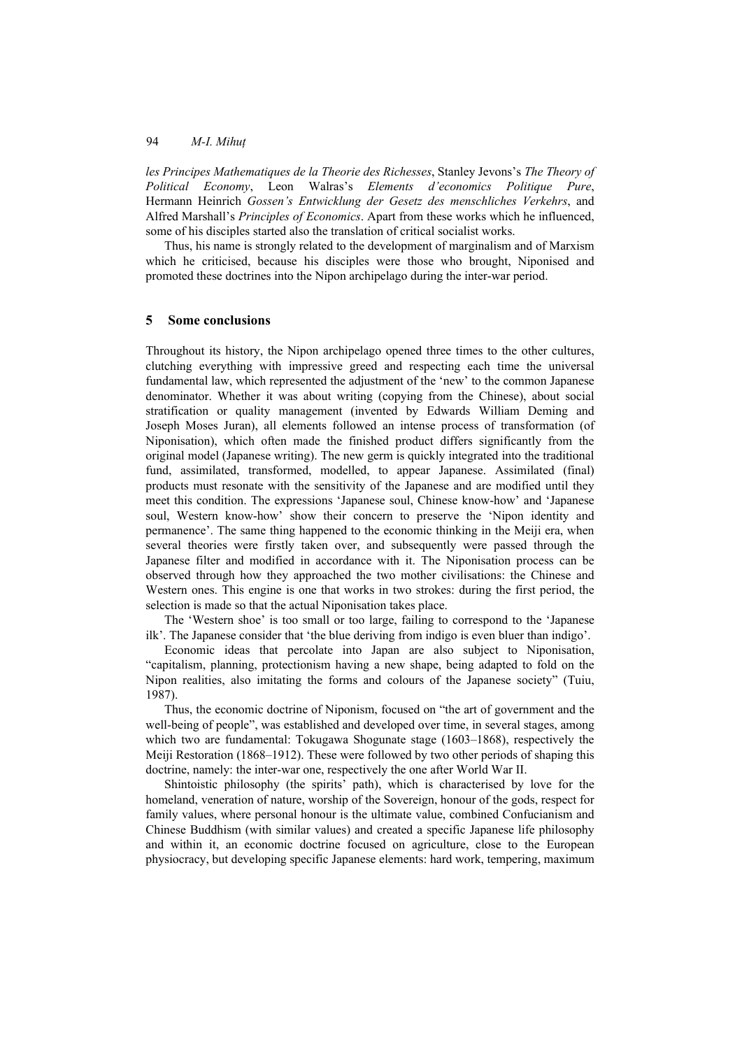*les Principes Mathematiques de la Theorie des Richesses*, Stanley Jevons's *The Theory of Political Economy*, Leon Walras's *Elements d'economics Politique Pure*, Hermann Heinrich *Gossen's Entwicklung der Gesetz des menschliches Verkehrs*, and Alfred Marshall's *Principles of Economics*. Apart from these works which he influenced, some of his disciples started also the translation of critical socialist works.

Thus, his name is strongly related to the development of marginalism and of Marxism which he criticised, because his disciples were those who brought, Niponised and promoted these doctrines into the Nipon archipelago during the inter-war period.

## 5 Some conclusions

Throughout its history, the Nipon archipelago opened three times to the other cultures, clutching everything with impressive greed and respecting each time the universal fundamental law, which represented the adjustment of the 'new' to the common Japanese denominator. Whether it was about writing (copying from the Chinese), about social stratification or quality management (invented by Edwards William Deming and Joseph Moses Juran), all elements followed an intense process of transformation (of Niponisation), which often made the finished product differs significantly from the original model (Japanese writing). The new germ is quickly integrated into the traditional fund, assimilated, transformed, modelled, to appear Japanese. Assimilated (final) products must resonate with the sensitivity of the Japanese and are modified until they meet this condition. The expressions 'Japanese soul, Chinese know-how' and 'Japanese soul, Western know-how' show their concern to preserve the 'Nipon identity and permanence'. The same thing happened to the economic thinking in the Meiji era, when several theories were firstly taken over, and subsequently were passed through the Japanese filter and modified in accordance with it. The Niponisation process can be observed through how they approached the two mother civilisations: the Chinese and Western ones. This engine is one that works in two strokes: during the first period, the selection is made so that the actual Niponisation takes place.

The 'Western shoe' is too small or too large, failing to correspond to the 'Japanese ilk'. The Japanese consider that 'the blue deriving from indigo is even bluer than indigo'.

Economic ideas that percolate into Japan are also subject to Niponisation, "capitalism, planning, protectionism having a new shape, being adapted to fold on the Nipon realities, also imitating the forms and colours of the Japanese society" (Tuiu, 1987).

Thus, the economic doctrine of Niponism, focused on "the art of government and the well-being of people", was established and developed over time, in several stages, among which two are fundamental: Tokugawa Shogunate stage (1603–1868), respectively the Meiji Restoration (1868–1912). These were followed by two other periods of shaping this doctrine, namely: the inter-war one, respectively the one after World War II.

Shintoistic philosophy (the spirits' path), which is characterised by love for the homeland, veneration of nature, worship of the Sovereign, honour of the gods, respect for family values, where personal honour is the ultimate value, combined Confucianism and Chinese Buddhism (with similar values) and created a specific Japanese life philosophy and within it, an economic doctrine focused on agriculture, close to the European physiocracy, but developing specific Japanese elements: hard work, tempering, maximum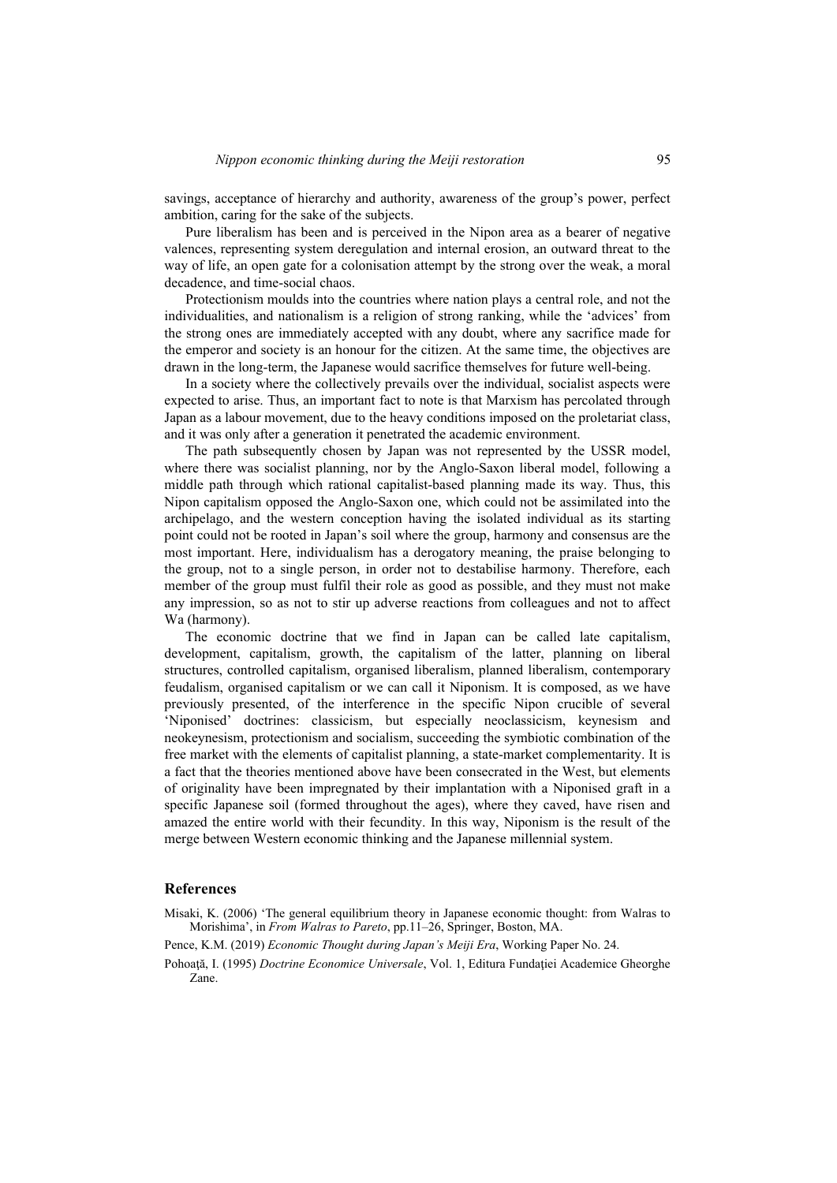savings, acceptance of hierarchy and authority, awareness of the group's power, perfect ambition, caring for the sake of the subjects.

Pure liberalism has been and is perceived in the Nipon area as a bearer of negative valences, representing system deregulation and internal erosion, an outward threat to the way of life, an open gate for a colonisation attempt by the strong over the weak, a moral decadence, and time-social chaos.

Protectionism moulds into the countries where nation plays a central role, and not the individualities, and nationalism is a religion of strong ranking, while the 'advices' from the strong ones are immediately accepted with any doubt, where any sacrifice made for the emperor and society is an honour for the citizen. At the same time, the objectives are drawn in the long-term, the Japanese would sacrifice themselves for future well-being.

In a society where the collectively prevails over the individual, socialist aspects were expected to arise. Thus, an important fact to note is that Marxism has percolated through Japan as a labour movement, due to the heavy conditions imposed on the proletariat class, and it was only after a generation it penetrated the academic environment.

The path subsequently chosen by Japan was not represented by the USSR model, where there was socialist planning, nor by the Anglo-Saxon liberal model, following a middle path through which rational capitalist-based planning made its way. Thus, this Nipon capitalism opposed the Anglo-Saxon one, which could not be assimilated into the archipelago, and the western conception having the isolated individual as its starting point could not be rooted in Japan's soil where the group, harmony and consensus are the most important. Here, individualism has a derogatory meaning, the praise belonging to the group, not to a single person, in order not to destabilise harmony. Therefore, each member of the group must fulfil their role as good as possible, and they must not make any impression, so as not to stir up adverse reactions from colleagues and not to affect Wa (harmony).

The economic doctrine that we find in Japan can be called late capitalism, development, capitalism, growth, the capitalism of the latter, planning on liberal structures, controlled capitalism, organised liberalism, planned liberalism, contemporary feudalism, organised capitalism or we can call it Niponism. It is composed, as we have previously presented, of the interference in the specific Nipon crucible of several 'Niponised' doctrines: classicism, but especially neoclassicism, keynesism and neokeynesism, protectionism and socialism, succeeding the symbiotic combination of the free market with the elements of capitalist planning, a state-market complementarity. It is a fact that the theories mentioned above have been consecrated in the West, but elements of originality have been impregnated by their implantation with a Niponised graft in a specific Japanese soil (formed throughout the ages), where they caved, have risen and amazed the entire world with their fecundity. In this way, Niponism is the result of the merge between Western economic thinking and the Japanese millennial system.

## References

Misaki, K. (2006) 'The general equilibrium theory in Japanese economic thought: from Walras to Morishima', in *From Walras to Pareto*, pp.11–26, Springer, Boston, MA.

Pence, K.M. (2019) *Economic Thought during Japan's Meiji Era*, Working Paper No. 24.

Pohoaţă, I. (1995) *Doctrine Economice Universale*, Vol. 1, Editura Fundaţiei Academice Gheorghe Zane.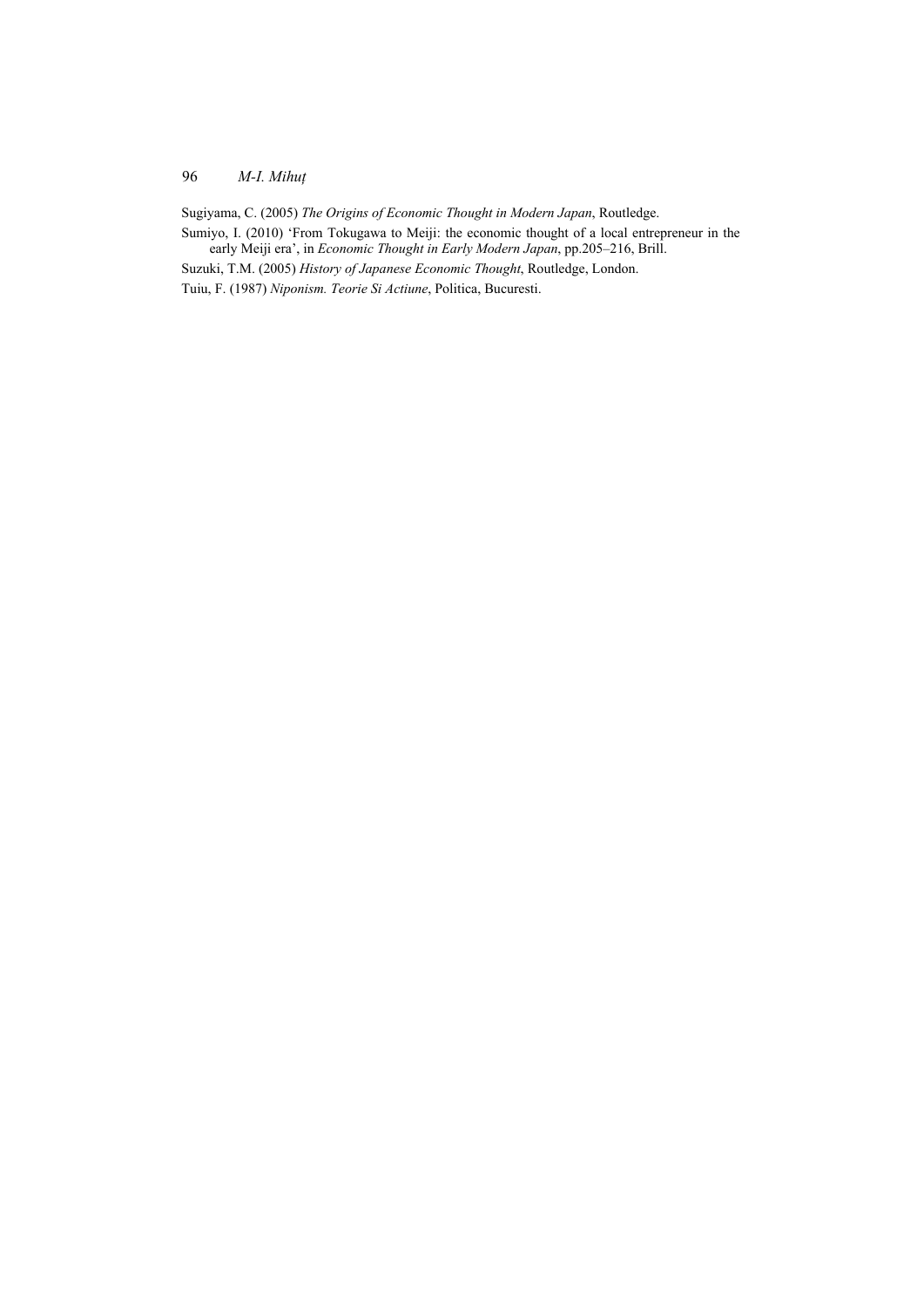Sugiyama, C. (2005) *The Origins of Economic Thought in Modern Japan*, Routledge.

Sumiyo, I. (2010) 'From Tokugawa to Meiji: the economic thought of a local entrepreneur in the early Meiji era', in *Economic Thought in Early Modern Japan*, pp.205–216, Brill.

Suzuki, T.M. (2005) *History of Japanese Economic Thought*, Routledge, London.

Tuiu, F. (1987) *Niponism. Teorie Si Actiune*, Politica, Bucuresti.